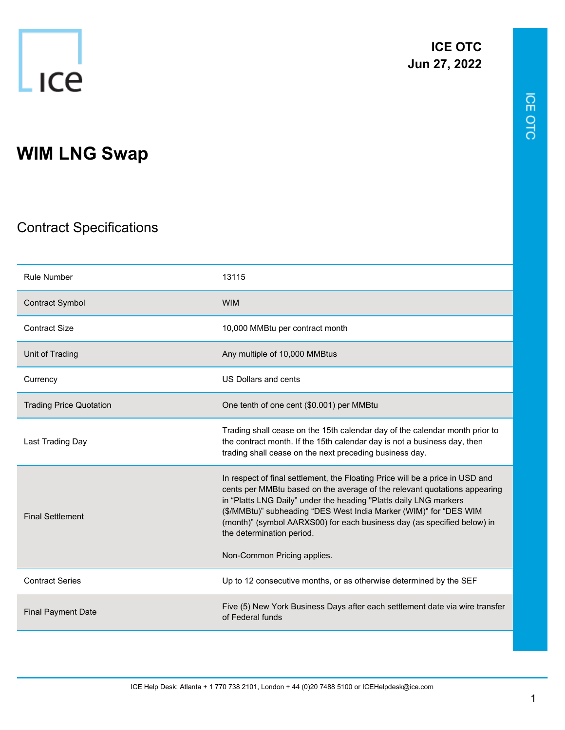ICE OTC
Jun 27, 2022

# WIM LNG Swap

## Contract Specifications

| | |
|---|---|
| Rule Number | 13115 |
| Contract Symbol | WIM |
| Contract Size | 10,000 MMBtu per contract month |
| Unit of Trading | Any multiple of 10,000 MMBtus |
| Currency | US Dollars and cents |
| Trading Price Quotation | One tenth of one cent ($0.001) per MMBtu |
| Last Trading Day | Trading shall cease on the 15th calendar day of the calendar month prior to the contract month. If the 15th calendar day is not a business day, then trading shall cease on the next preceding business day. |
| Final Settlement | In respect of final settlement, the Floating Price will be a price in USD and cents per MMBtu based on the average of the relevant quotations appearing in "Platts LNG Daily" under the heading "Platts daily LNG markers ($/MMBtu)" subheading "DES West India Marker (WIM)" for "DES WIM (month)" (symbol AARXS00) for each business day (as specified below) in the determination period.<br><br>Non-Common Pricing applies. |
| Contract Series | Up to 12 consecutive months, or as otherwise determined by the SEF |
| Final Payment Date | Five (5) New York Business Days after each settlement date via wire transfer of Federal funds |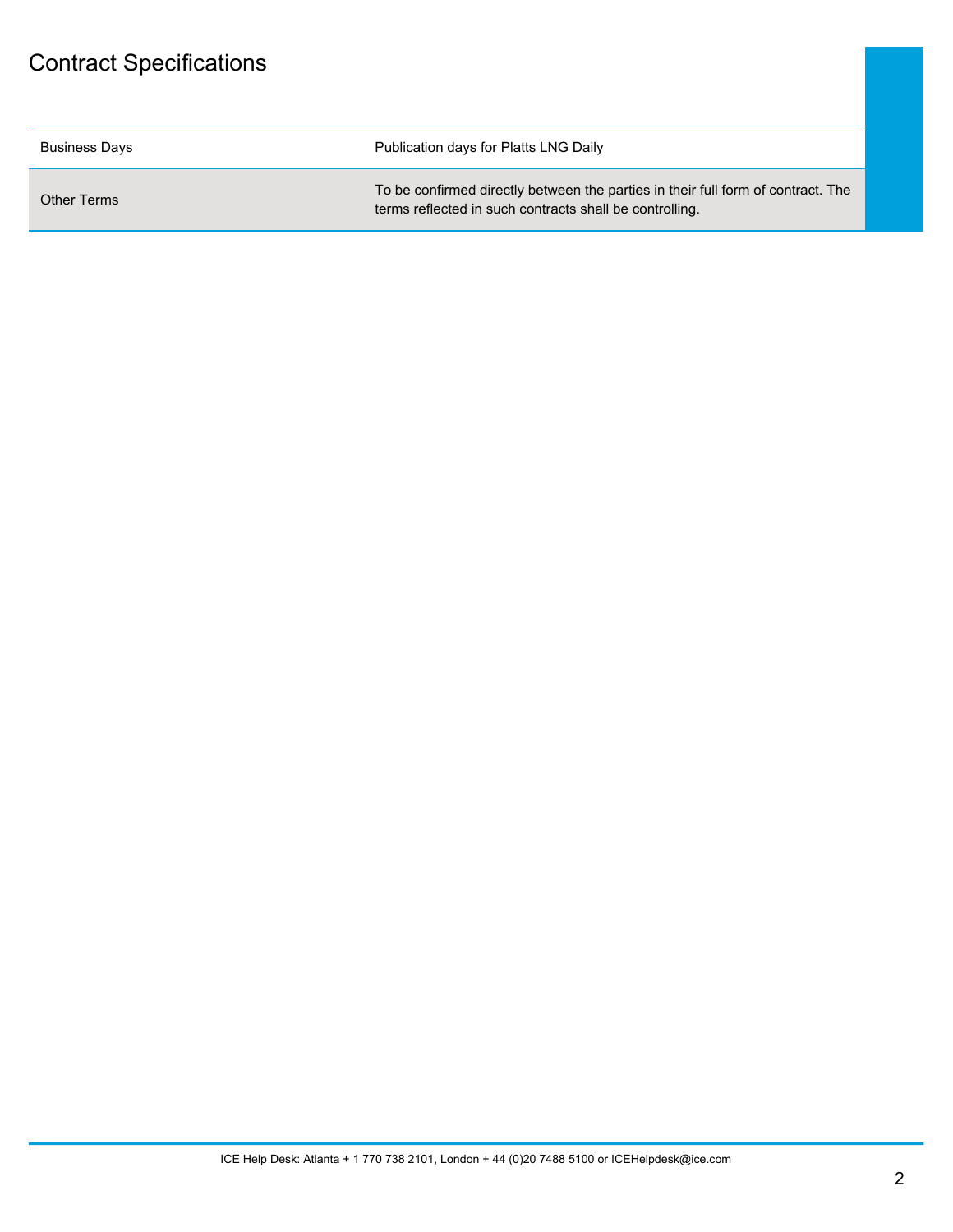# Contract Specifications

| | |
|---|---|
| Business Days | Publication days for Platts LNG Daily |
| Other Terms | To be confirmed directly between the parties in their full form of contract. The terms reflected in such contracts shall be controlling. |

ICE Help Desk: Atlanta + 1 770 738 2101, London + 44 (0)20 7488 5100 or ICEHelpdesk@ice.com